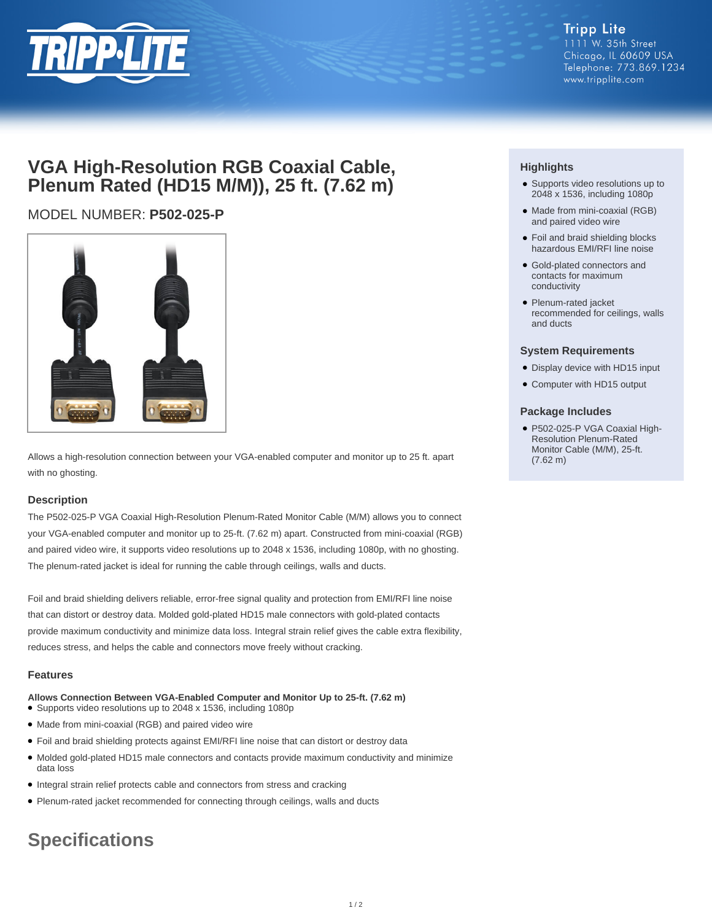Tripp Lite
1111 W. 35th Street
Chicago, IL 60609 USA
Telephone: 773.869.1234
www.tripplite.com

# VGA High-Resolution RGB Coaxial Cable, Plenum Rated (HD15 M/M)), 25 ft. (7.62 m)

## MODEL NUMBER: **P502-025-P**

Allows a high-resolution connection between your VGA-enabled computer and monitor up to 25 ft. apart with no ghosting.

### Description

The P502-025-P VGA Coaxial High-Resolution Plenum-Rated Monitor Cable (M/M) allows you to connect your VGA-enabled computer and monitor up to 25-ft. (7.62 m) apart. Constructed from mini-coaxial (RGB) and paired video wire, it supports video resolutions up to 2048 x 1536, including 1080p, with no ghosting. The plenum-rated jacket is ideal for running the cable through ceilings, walls and ducts.

Foil and braid shielding delivers reliable, error-free signal quality and protection from EMI/RFI line noise that can distort or destroy data. Molded gold-plated HD15 male connectors with gold-plated contacts provide maximum conductivity and minimize data loss. Integral strain relief gives the cable extra flexibility, reduces stress, and helps the cable and connectors move freely without cracking.

### Features

**Allows Connection Between VGA-Enabled Computer and Monitor Up to 25-ft. (7.62 m)**

- Supports video resolutions up to 2048 x 1536, including 1080p
- Made from mini-coaxial (RGB) and paired video wire
- Foil and braid shielding protects against EMI/RFI line noise that can distort or destroy data
- Molded gold-plated HD15 male connectors and contacts provide maximum conductivity and minimize data loss
- Integral strain relief protects cable and connectors from stress and cracking
- Plenum-rated jacket recommended for connecting through ceilings, walls and ducts

### Highlights

- Supports video resolutions up to 2048 x 1536, including 1080p
- Made from mini-coaxial (RGB) and paired video wire
- Foil and braid shielding blocks hazardous EMI/RFI line noise
- Gold-plated connectors and contacts for maximum conductivity
- Plenum-rated jacket recommended for ceilings, walls and ducts

### System Requirements

- Display device with HD15 input
- Computer with HD15 output

### Package Includes

- P502-025-P VGA Coaxial High-Resolution Plenum-Rated Monitor Cable (M/M), 25-ft. (7.62 m)

## Specifications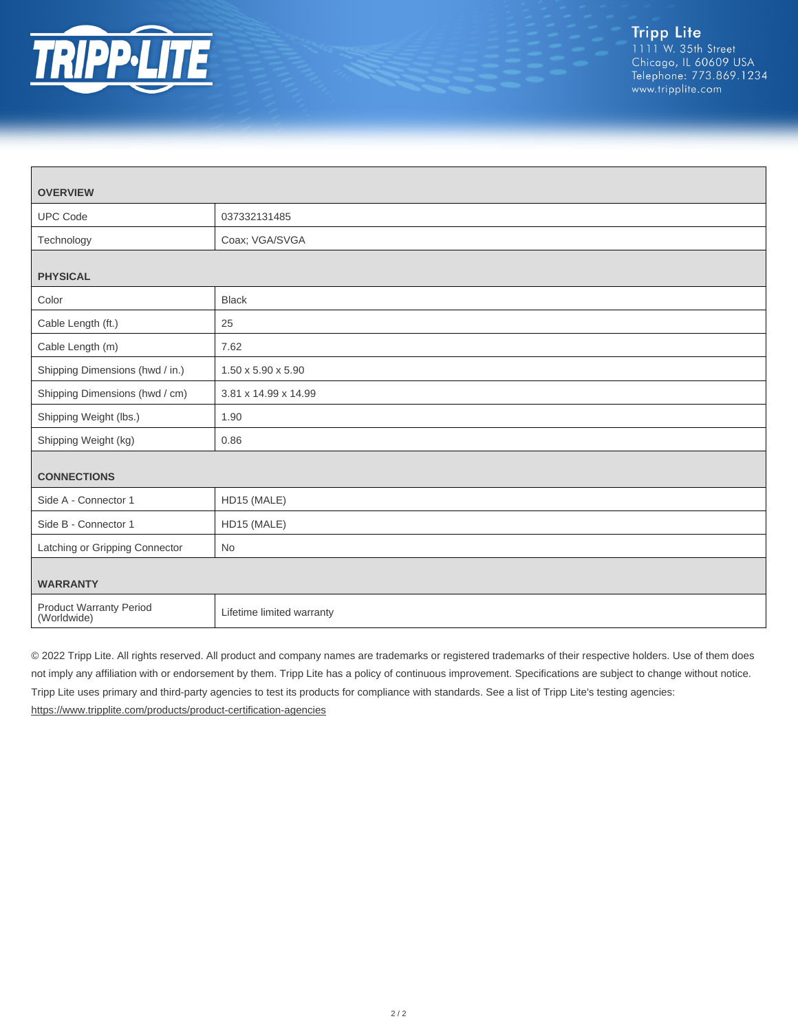Tripp Lite
1111 W. 35th Street
Chicago, IL 60609 USA
Telephone: 773.869.1234
www.tripplite.com

| | |
|---|---|
| **OVERVIEW** | |
| UPC Code | 037332131485 |
| Technology | Coax; VGA/SVGA |
| **PHYSICAL** | |
| Color | Black |
| Cable Length (ft.) | 25 |
| Cable Length (m) | 7.62 |
| Shipping Dimensions (hwd / in.) | 1.50 x 5.90 x 5.90 |
| Shipping Dimensions (hwd / cm) | 3.81 x 14.99 x 14.99 |
| Shipping Weight (lbs.) | 1.90 |
| Shipping Weight (kg) | 0.86 |
| **CONNECTIONS** | |
| Side A - Connector 1 | HD15 (MALE) |
| Side B - Connector 1 | HD15 (MALE) |
| Latching or Gripping Connector | No |
| **WARRANTY** | |
| Product Warranty Period (Worldwide) | Lifetime limited warranty |

© 2022 Tripp Lite. All rights reserved. All product and company names are trademarks or registered trademarks of their respective holders. Use of them does not imply any affiliation with or endorsement by them. Tripp Lite has a policy of continuous improvement. Specifications are subject to change without notice. Tripp Lite uses primary and third-party agencies to test its products for compliance with standards. See a list of Tripp Lite's testing agencies: https://www.tripplite.com/products/product-certification-agencies